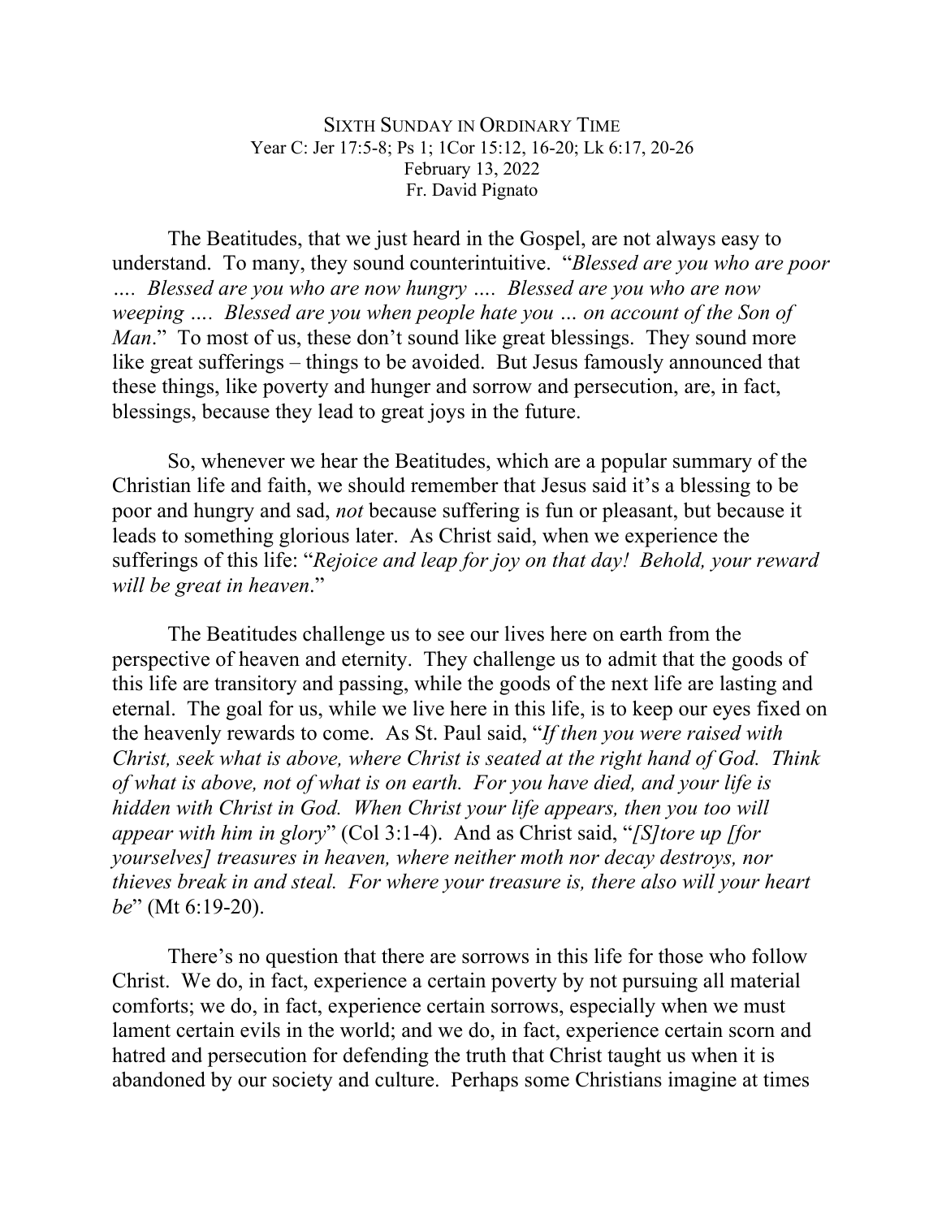SIXTH SUNDAY IN ORDINARY TIME
Year C: Jer 17:5-8; Ps 1; 1Cor 15:12, 16-20; Lk 6:17, 20-26
February 13, 2022
Fr. David Pignato

The Beatitudes, that we just heard in the Gospel, are not always easy to understand. To many, they sound counterintuitive. "*Blessed are you who are poor …. Blessed are you who are now hungry …. Blessed are you who are now weeping …. Blessed are you when people hate you … on account of the Son of Man*." To most of us, these don't sound like great blessings. They sound more like great sufferings – things to be avoided. But Jesus famously announced that these things, like poverty and hunger and sorrow and persecution, are, in fact, blessings, because they lead to great joys in the future.

So, whenever we hear the Beatitudes, which are a popular summary of the Christian life and faith, we should remember that Jesus said it's a blessing to be poor and hungry and sad, *not* because suffering is fun or pleasant, but because it leads to something glorious later. As Christ said, when we experience the sufferings of this life: "*Rejoice and leap for joy on that day! Behold, your reward will be great in heaven*."

The Beatitudes challenge us to see our lives here on earth from the perspective of heaven and eternity. They challenge us to admit that the goods of this life are transitory and passing, while the goods of the next life are lasting and eternal. The goal for us, while we live here in this life, is to keep our eyes fixed on the heavenly rewards to come. As St. Paul said, "*If then you were raised with Christ, seek what is above, where Christ is seated at the right hand of God. Think of what is above, not of what is on earth. For you have died, and your life is hidden with Christ in God. When Christ your life appears, then you too will appear with him in glory*" (Col 3:1-4). And as Christ said, "*[S]tore up [for yourselves] treasures in heaven, where neither moth nor decay destroys, nor thieves break in and steal. For where your treasure is, there also will your heart be*" (Mt 6:19-20).

There's no question that there are sorrows in this life for those who follow Christ. We do, in fact, experience a certain poverty by not pursuing all material comforts; we do, in fact, experience certain sorrows, especially when we must lament certain evils in the world; and we do, in fact, experience certain scorn and hatred and persecution for defending the truth that Christ taught us when it is abandoned by our society and culture. Perhaps some Christians imagine at times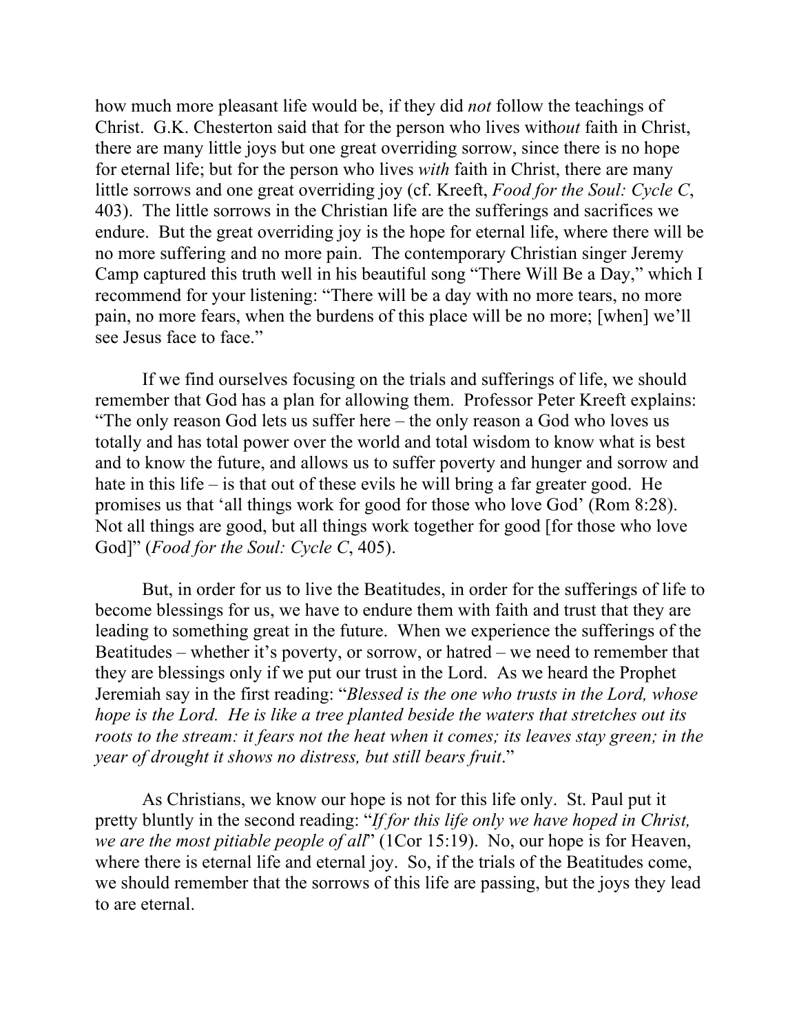how much more pleasant life would be, if they did *not* follow the teachings of Christ. G.K. Chesterton said that for the person who lives with*out* faith in Christ, there are many little joys but one great overriding sorrow, since there is no hope for eternal life; but for the person who lives *with* faith in Christ, there are many little sorrows and one great overriding joy (cf. Kreeft, *Food for the Soul: Cycle C*, 403). The little sorrows in the Christian life are the sufferings and sacrifices we endure. But the great overriding joy is the hope for eternal life, where there will be no more suffering and no more pain. The contemporary Christian singer Jeremy Camp captured this truth well in his beautiful song "There Will Be a Day," which I recommend for your listening: "There will be a day with no more tears, no more pain, no more fears, when the burdens of this place will be no more; [when] we'll see Jesus face to face."

If we find ourselves focusing on the trials and sufferings of life, we should remember that God has a plan for allowing them. Professor Peter Kreeft explains: "The only reason God lets us suffer here – the only reason a God who loves us totally and has total power over the world and total wisdom to know what is best and to know the future, and allows us to suffer poverty and hunger and sorrow and hate in this life – is that out of these evils he will bring a far greater good. He promises us that 'all things work for good for those who love God' (Rom 8:28). Not all things are good, but all things work together for good [for those who love God]" (*Food for the Soul: Cycle C*, 405).

But, in order for us to live the Beatitudes, in order for the sufferings of life to become blessings for us, we have to endure them with faith and trust that they are leading to something great in the future. When we experience the sufferings of the Beatitudes – whether it's poverty, or sorrow, or hatred – we need to remember that they are blessings only if we put our trust in the Lord. As we heard the Prophet Jeremiah say in the first reading: "*Blessed is the one who trusts in the Lord, whose hope is the Lord. He is like a tree planted beside the waters that stretches out its roots to the stream: it fears not the heat when it comes; its leaves stay green; in the year of drought it shows no distress, but still bears fruit*."

As Christians, we know our hope is not for this life only. St. Paul put it pretty bluntly in the second reading: "*If for this life only we have hoped in Christ, we are the most pitiable people of all*" (1Cor 15:19). No, our hope is for Heaven, where there is eternal life and eternal joy. So, if the trials of the Beatitudes come, we should remember that the sorrows of this life are passing, but the joys they lead to are eternal.